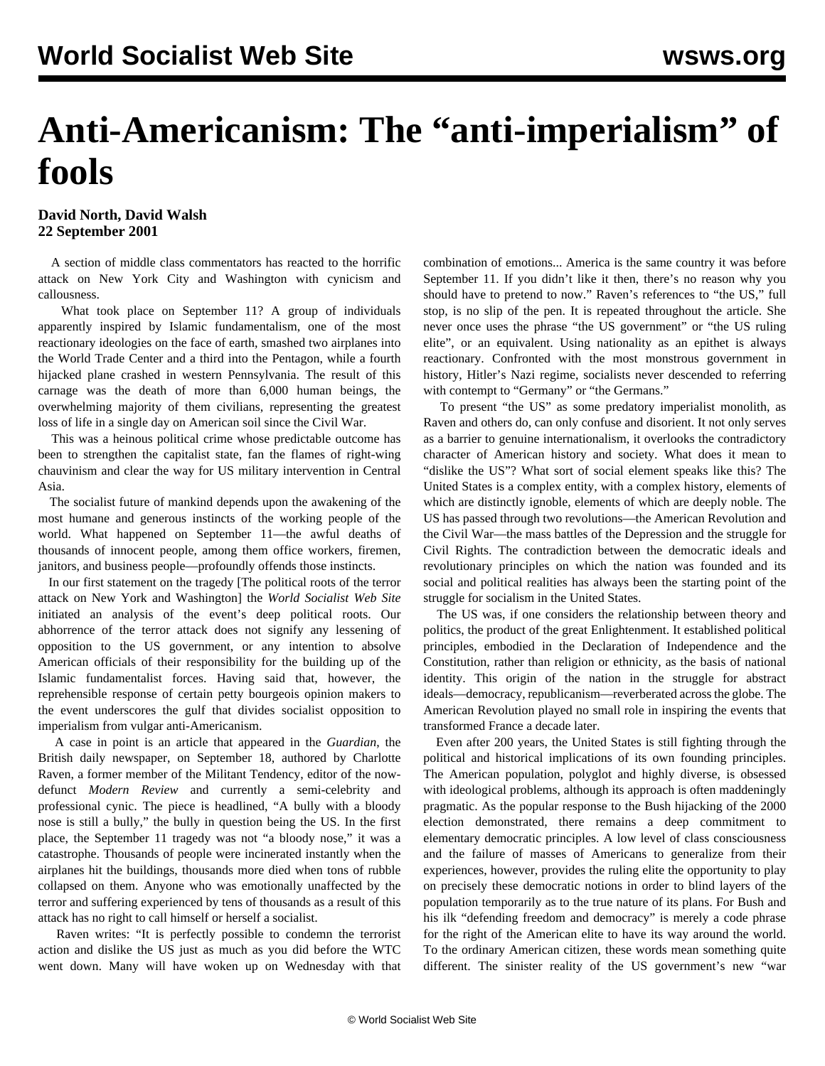# Anti-Americanism: The "anti-imperialism" of fools

**David North, David Walsh**
**22 September 2001**

A section of middle class commentators has reacted to the horrific attack on New York City and Washington with cynicism and callousness.

What took place on September 11? A group of individuals apparently inspired by Islamic fundamentalism, one of the most reactionary ideologies on the face of earth, smashed two airplanes into the World Trade Center and a third into the Pentagon, while a fourth hijacked plane crashed in western Pennsylvania. The result of this carnage was the death of more than 6,000 human beings, the overwhelming majority of them civilians, representing the greatest loss of life in a single day on American soil since the Civil War.

This was a heinous political crime whose predictable outcome has been to strengthen the capitalist state, fan the flames of right-wing chauvinism and clear the way for US military intervention in Central Asia.

The socialist future of mankind depends upon the awakening of the most humane and generous instincts of the working people of the world. What happened on September 11—the awful deaths of thousands of innocent people, among them office workers, firemen, janitors, and business people—profoundly offends those instincts.

In our first statement on the tragedy [The political roots of the terror attack on New York and Washington] the *World Socialist Web Site* initiated an analysis of the event's deep political roots. Our abhorrence of the terror attack does not signify any lessening of opposition to the US government, or any intention to absolve American officials of their responsibility for the building up of the Islamic fundamentalist forces. Having said that, however, the reprehensible response of certain petty bourgeois opinion makers to the event underscores the gulf that divides socialist opposition to imperialism from vulgar anti-Americanism.

A case in point is an article that appeared in the *Guardian*, the British daily newspaper, on September 18, authored by Charlotte Raven, a former member of the Militant Tendency, editor of the now-defunct *Modern Review* and currently a semi-celebrity and professional cynic. The piece is headlined, "A bully with a bloody nose is still a bully," the bully in question being the US. In the first place, the September 11 tragedy was not "a bloody nose," it was a catastrophe. Thousands of people were incinerated instantly when the airplanes hit the buildings, thousands more died when tons of rubble collapsed on them. Anyone who was emotionally unaffected by the terror and suffering experienced by tens of thousands as a result of this attack has no right to call himself or herself a socialist.

Raven writes: "It is perfectly possible to condemn the terrorist action and dislike the US just as much as you did before the WTC went down. Many will have woken up on Wednesday with that combination of emotions... America is the same country it was before September 11. If you didn't like it then, there's no reason why you should have to pretend to now." Raven's references to "the US," full stop, is no slip of the pen. It is repeated throughout the article. She never once uses the phrase "the US government" or "the US ruling elite", or an equivalent. Using nationality as an epithet is always reactionary. Confronted with the most monstrous government in history, Hitler's Nazi regime, socialists never descended to referring with contempt to "Germany" or "the Germans."

To present "the US" as some predatory imperialist monolith, as Raven and others do, can only confuse and disorient. It not only serves as a barrier to genuine internationalism, it overlooks the contradictory character of American history and society. What does it mean to "dislike the US"? What sort of social element speaks like this? The United States is a complex entity, with a complex history, elements of which are distinctly ignoble, elements of which are deeply noble. The US has passed through two revolutions—the American Revolution and the Civil War—the mass battles of the Depression and the struggle for Civil Rights. The contradiction between the democratic ideals and revolutionary principles on which the nation was founded and its social and political realities has always been the starting point of the struggle for socialism in the United States.

The US was, if one considers the relationship between theory and politics, the product of the great Enlightenment. It established political principles, embodied in the Declaration of Independence and the Constitution, rather than religion or ethnicity, as the basis of national identity. This origin of the nation in the struggle for abstract ideals—democracy, republicanism—reverberated across the globe. The American Revolution played no small role in inspiring the events that transformed France a decade later.

Even after 200 years, the United States is still fighting through the political and historical implications of its own founding principles. The American population, polyglot and highly diverse, is obsessed with ideological problems, although its approach is often maddeningly pragmatic. As the popular response to the Bush hijacking of the 2000 election demonstrated, there remains a deep commitment to elementary democratic principles. A low level of class consciousness and the failure of masses of Americans to generalize from their experiences, however, provides the ruling elite the opportunity to play on precisely these democratic notions in order to blind layers of the population temporarily as to the true nature of its plans. For Bush and his ilk "defending freedom and democracy" is merely a code phrase for the right of the American elite to have its way around the world. To the ordinary American citizen, these words mean something quite different. The sinister reality of the US government's new "war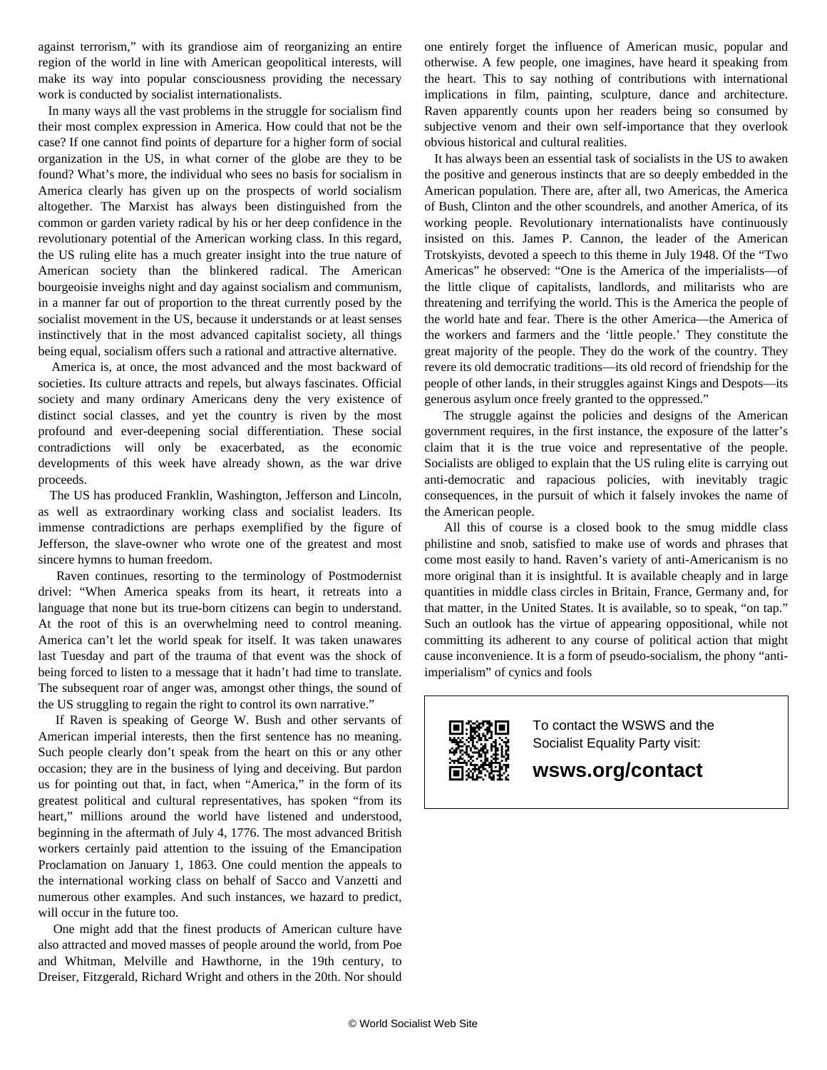against terrorism," with its grandiose aim of reorganizing an entire region of the world in line with American geopolitical interests, will make its way into popular consciousness providing the necessary work is conducted by socialist internationalists.

In many ways all the vast problems in the struggle for socialism find their most complex expression in America. How could that not be the case? If one cannot find points of departure for a higher form of social organization in the US, in what corner of the globe are they to be found? What's more, the individual who sees no basis for socialism in America clearly has given up on the prospects of world socialism altogether. The Marxist has always been distinguished from the common or garden variety radical by his or her deep confidence in the revolutionary potential of the American working class. In this regard, the US ruling elite has a much greater insight into the true nature of American society than the blinkered radical. The American bourgeoisie inveighs night and day against socialism and communism, in a manner far out of proportion to the threat currently posed by the socialist movement in the US, because it understands or at least senses instinctively that in the most advanced capitalist society, all things being equal, socialism offers such a rational and attractive alternative.

America is, at once, the most advanced and the most backward of societies. Its culture attracts and repels, but always fascinates. Official society and many ordinary Americans deny the very existence of distinct social classes, and yet the country is riven by the most profound and ever-deepening social differentiation. These social contradictions will only be exacerbated, as the economic developments of this week have already shown, as the war drive proceeds.

The US has produced Franklin, Washington, Jefferson and Lincoln, as well as extraordinary working class and socialist leaders. Its immense contradictions are perhaps exemplified by the figure of Jefferson, the slave-owner who wrote one of the greatest and most sincere hymns to human freedom.

Raven continues, resorting to the terminology of Postmodernist drivel: "When America speaks from its heart, it retreats into a language that none but its true-born citizens can begin to understand. At the root of this is an overwhelming need to control meaning. America can't let the world speak for itself. It was taken unawares last Tuesday and part of the trauma of that event was the shock of being forced to listen to a message that it hadn't had time to translate. The subsequent roar of anger was, amongst other things, the sound of the US struggling to regain the right to control its own narrative."

If Raven is speaking of George W. Bush and other servants of American imperial interests, then the first sentence has no meaning. Such people clearly don't speak from the heart on this or any other occasion; they are in the business of lying and deceiving. But pardon us for pointing out that, in fact, when "America," in the form of its greatest political and cultural representatives, has spoken "from its heart," millions around the world have listened and understood, beginning in the aftermath of July 4, 1776. The most advanced British workers certainly paid attention to the issuing of the Emancipation Proclamation on January 1, 1863. One could mention the appeals to the international working class on behalf of Sacco and Vanzetti and numerous other examples. And such instances, we hazard to predict, will occur in the future too.

One might add that the finest products of American culture have also attracted and moved masses of people around the world, from Poe and Whitman, Melville and Hawthorne, in the 19th century, to Dreiser, Fitzgerald, Richard Wright and others in the 20th. Nor should one entirely forget the influence of American music, popular and otherwise. A few people, one imagines, have heard it speaking from the heart. This to say nothing of contributions with international implications in film, painting, sculpture, dance and architecture. Raven apparently counts upon her readers being so consumed by subjective venom and their own self-importance that they overlook obvious historical and cultural realities.

It has always been an essential task of socialists in the US to awaken the positive and generous instincts that are so deeply embedded in the American population. There are, after all, two Americas, the America of Bush, Clinton and the other scoundrels, and another America, of its working people. Revolutionary internationalists have continuously insisted on this. James P. Cannon, the leader of the American Trotskyists, devoted a speech to this theme in July 1948. Of the "Two Americas" he observed: "One is the America of the imperialists—of the little clique of capitalists, landlords, and militarists who are threatening and terrifying the world. This is the America the people of the world hate and fear. There is the other America—the America of the workers and farmers and the 'little people.' They constitute the great majority of the people. They do the work of the country. They revere its old democratic traditions—its old record of friendship for the people of other lands, in their struggles against Kings and Despots—its generous asylum once freely granted to the oppressed."

The struggle against the policies and designs of the American government requires, in the first instance, the exposure of the latter's claim that it is the true voice and representative of the people. Socialists are obliged to explain that the US ruling elite is carrying out anti-democratic and rapacious policies, with inevitably tragic consequences, in the pursuit of which it falsely invokes the name of the American people.

All this of course is a closed book to the smug middle class philistine and snob, satisfied to make use of words and phrases that come most easily to hand. Raven's variety of anti-Americanism is no more original than it is insightful. It is available cheaply and in large quantities in middle class circles in Britain, France, Germany and, for that matter, in the United States. It is available, so to speak, "on tap." Such an outlook has the virtue of appearing oppositional, while not committing its adherent to any course of political action that might cause inconvenience. It is a form of pseudo-socialism, the phony "anti-imperialism" of cynics and fools

To contact the WSWS and the Socialist Equality Party visit:

**wsws.org/contact**